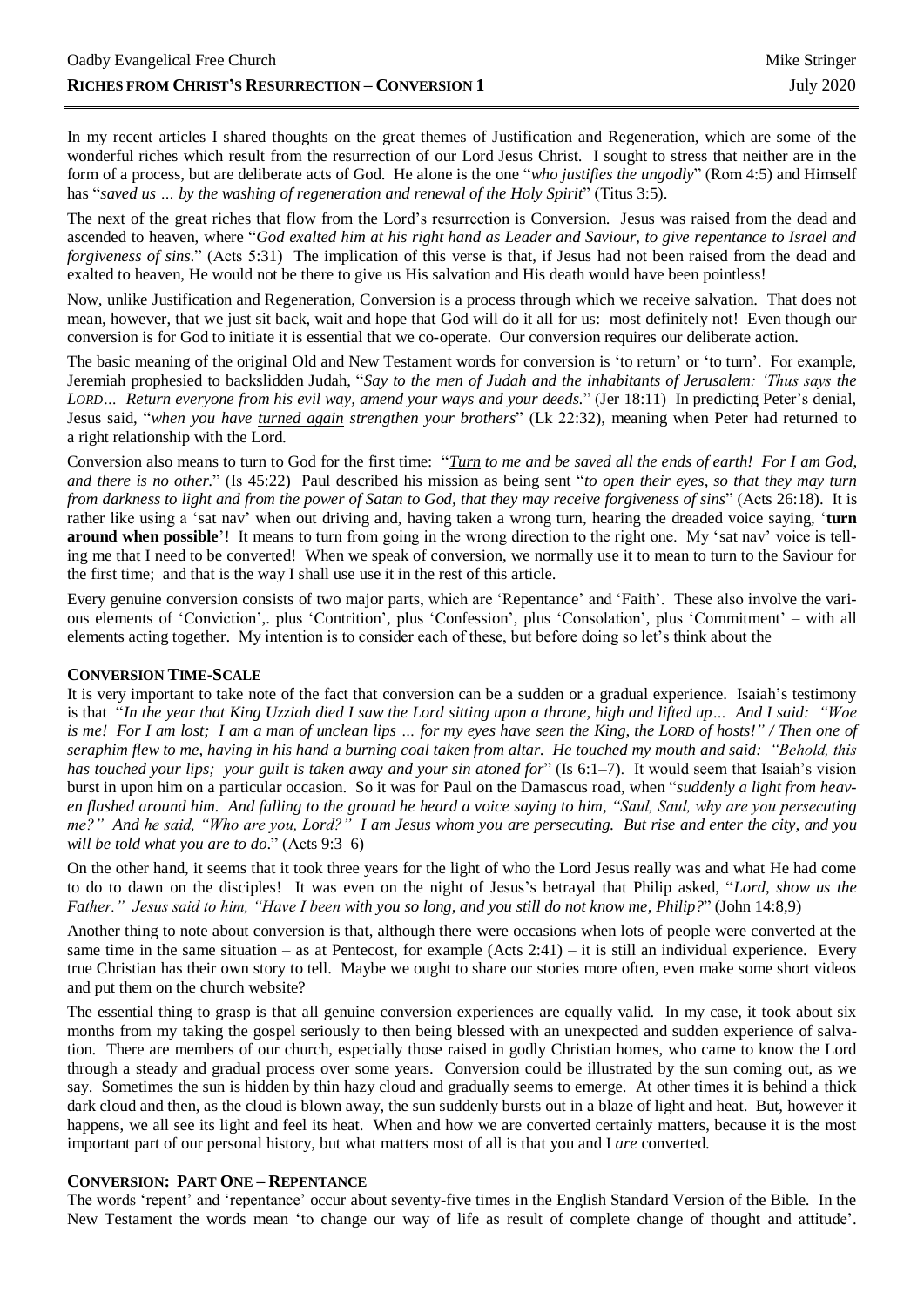In my recent articles I shared thoughts on the great themes of Justification and Regeneration, which are some of the wonderful riches which result from the resurrection of our Lord Jesus Christ. I sought to stress that neither are in the form of a process, but are deliberate acts of God. He alone is the one "*who justifies the ungodly*" (Rom 4:5) and Himself has "*saved us … by the washing of regeneration and renewal of the Holy Spirit*" (Titus 3:5).

The next of the great riches that flow from the Lord's resurrection is Conversion. Jesus was raised from the dead and ascended to heaven, where "*God exalted him at his right hand as Leader and Saviour, to give repentance to Israel and forgiveness of sins.*" (Acts 5:31) The implication of this verse is that, if Jesus had not been raised from the dead and exalted to heaven, He would not be there to give us His salvation and His death would have been pointless!

Now, unlike Justification and Regeneration, Conversion is a process through which we receive salvation. That does not mean, however, that we just sit back, wait and hope that God will do it all for us: most definitely not! Even though our conversion is for God to initiate it is essential that we co-operate. Our conversion requires our deliberate action.

The basic meaning of the original Old and New Testament words for conversion is 'to return' or 'to turn'. For example, Jeremiah prophesied to backslidden Judah, "*Say to the men of Judah and the inhabitants of Jerusalem: 'Thus says the LORD… Return everyone from his evil way, amend your ways and your deeds.*" (Jer 18:11) In predicting Peter's denial, Jesus said, "*when you have turned again strengthen your brothers*" (Lk 22:32), meaning when Peter had returned to a right relationship with the Lord.

Conversion also means to turn to God for the first time: "*Turn to me and be saved all the ends of earth! For I am God, and there is no other.*" (Is 45:22) Paul described his mission as being sent "*to open their eyes, so that they may turn from darkness to light and from the power of Satan to God, that they may receive forgiveness of sins*" (Acts 26:18). It is rather like using a 'sat nav' when out driving and, having taken a wrong turn, hearing the dreaded voice saying, '**turn around when possible**'! It means to turn from going in the wrong direction to the right one. My 'sat nav' voice is telling me that I need to be converted! When we speak of conversion, we normally use it to mean to turn to the Saviour for the first time; and that is the way I shall use use it in the rest of this article.

Every genuine conversion consists of two major parts, which are 'Repentance' and 'Faith'. These also involve the various elements of 'Conviction',. plus 'Contrition', plus 'Confession', plus 'Consolation', plus 'Commitment' – with all elements acting together. My intention is to consider each of these, but before doing so let's think about the

## CONVERSION TIME-SCALE

It is very important to take note of the fact that conversion can be a sudden or a gradual experience. Isaiah's testimony is that "*In the year that King Uzziah died I saw the Lord sitting upon a throne, high and lifted up… And I said: "Woe is me! For I am lost; I am a man of unclean lips … for my eyes have seen the King, the LORD of hosts!" / Then one of seraphim flew to me, having in his hand a burning coal taken from altar. He touched my mouth and said: "Behold, this has touched your lips; your guilt is taken away and your sin atoned for*" (Is 6:1–7). It would seem that Isaiah's vision burst in upon him on a particular occasion. So it was for Paul on the Damascus road, when "*suddenly a light from heaven flashed around him. And falling to the ground he heard a voice saying to him, "Saul, Saul, why are you persecuting me?" And he said, "Who are you, Lord?" I am Jesus whom you are persecuting. But rise and enter the city, and you will be told what you are to do*." (Acts 9:3–6)

On the other hand, it seems that it took three years for the light of who the Lord Jesus really was and what He had come to do to dawn on the disciples! It was even on the night of Jesus's betrayal that Philip asked, "*Lord, show us the Father." Jesus said to him, "Have I been with you so long, and you still do not know me, Philip?*" (John 14:8,9)

Another thing to note about conversion is that, although there were occasions when lots of people were converted at the same time in the same situation – as at Pentecost, for example (Acts 2:41) – it is still an individual experience. Every true Christian has their own story to tell. Maybe we ought to share our stories more often, even make some short videos and put them on the church website?

The essential thing to grasp is that all genuine conversion experiences are equally valid. In my case, it took about six months from my taking the gospel seriously to then being blessed with an unexpected and sudden experience of salvation. There are members of our church, especially those raised in godly Christian homes, who came to know the Lord through a steady and gradual process over some years. Conversion could be illustrated by the sun coming out, as we say. Sometimes the sun is hidden by thin hazy cloud and gradually seems to emerge. At other times it is behind a thick dark cloud and then, as the cloud is blown away, the sun suddenly bursts out in a blaze of light and heat. But, however it happens, we all see its light and feel its heat. When and how we are converted certainly matters, because it is the most important part of our personal history, but what matters most of all is that you and I *are* converted.

## CONVERSION: PART ONE – REPENTANCE

The words 'repent' and 'repentance' occur about seventy-five times in the English Standard Version of the Bible. In the New Testament the words mean 'to change our way of life as result of complete change of thought and attitude'.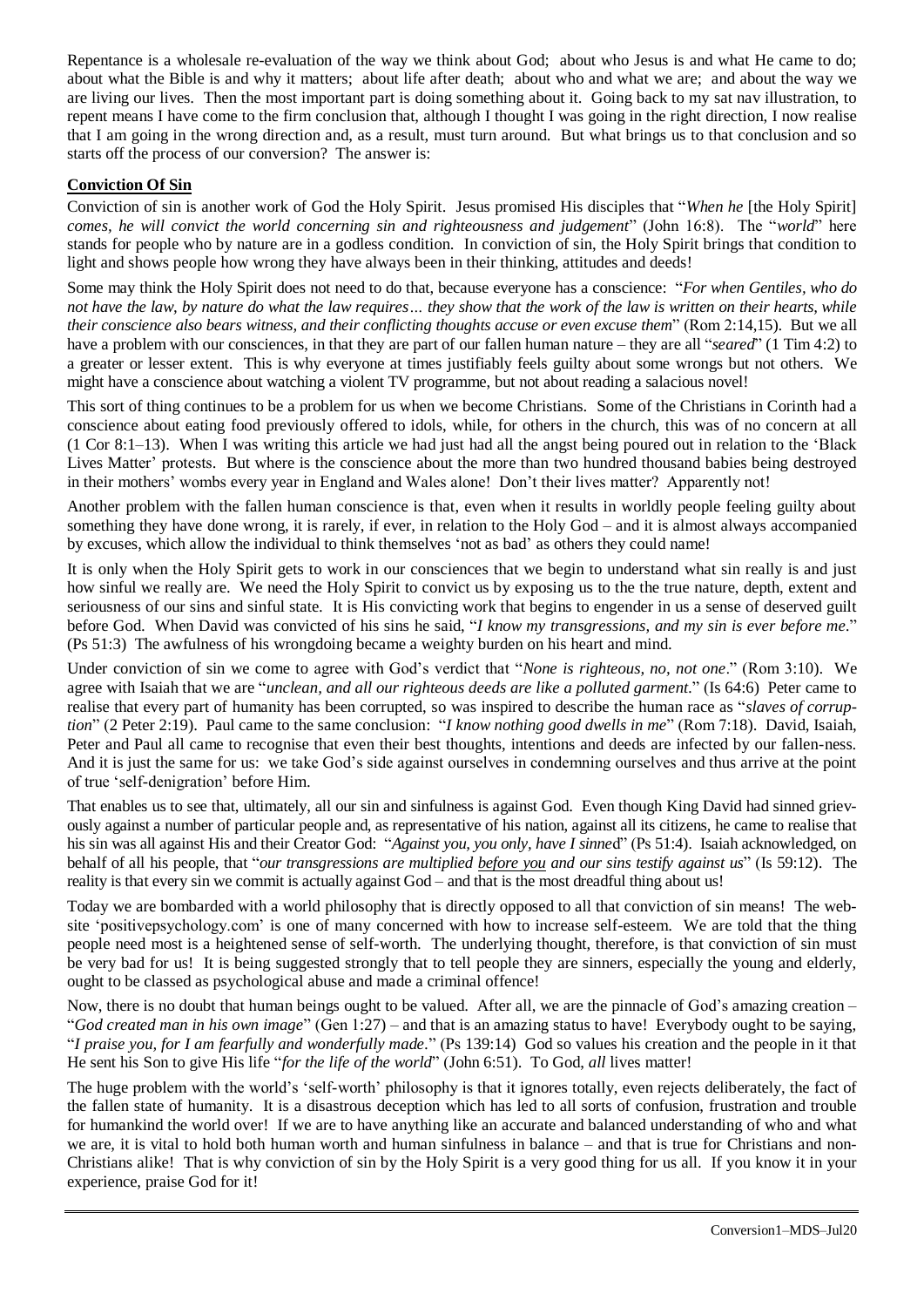Repentance is a wholesale re-evaluation of the way we think about God; about who Jesus is and what He came to do; about what the Bible is and why it matters; about life after death; about who and what we are; and about the way we are living our lives. Then the most important part is doing something about it. Going back to my sat nav illustration, to repent means I have come to the firm conclusion that, although I thought I was going in the right direction, I now realise that I am going in the wrong direction and, as a result, must turn around. But what brings us to that conclusion and so starts off the process of our conversion? The answer is:

**Conviction Of Sin**

Conviction of sin is another work of God the Holy Spirit. Jesus promised His disciples that "*When he* [the Holy Spirit] *comes, he will convict the world concerning sin and righteousness and judgement*" (John 16:8). The "*world*" here stands for people who by nature are in a godless condition. In conviction of sin, the Holy Spirit brings that condition to light and shows people how wrong they have always been in their thinking, attitudes and deeds!

Some may think the Holy Spirit does not need to do that, because everyone has a conscience: "*For when Gentiles, who do not have the law, by nature do what the law requires… they show that the work of the law is written on their hearts, while their conscience also bears witness, and their conflicting thoughts accuse or even excuse them*" (Rom 2:14,15). But we all have a problem with our consciences, in that they are part of our fallen human nature – they are all "*seared*" (1 Tim 4:2) to a greater or lesser extent. This is why everyone at times justifiably feels guilty about some wrongs but not others. We might have a conscience about watching a violent TV programme, but not about reading a salacious novel!

This sort of thing continues to be a problem for us when we become Christians. Some of the Christians in Corinth had a conscience about eating food previously offered to idols, while, for others in the church, this was of no concern at all (1 Cor 8:1–13). When I was writing this article we had just had all the angst being poured out in relation to the 'Black Lives Matter' protests. But where is the conscience about the more than two hundred thousand babies being destroyed in their mothers' wombs every year in England and Wales alone! Don't their lives matter? Apparently not!

Another problem with the fallen human conscience is that, even when it results in worldly people feeling guilty about something they have done wrong, it is rarely, if ever, in relation to the Holy God – and it is almost always accompanied by excuses, which allow the individual to think themselves 'not as bad' as others they could name!

It is only when the Holy Spirit gets to work in our consciences that we begin to understand what sin really is and just how sinful we really are. We need the Holy Spirit to convict us by exposing us to the the true nature, depth, extent and seriousness of our sins and sinful state. It is His convicting work that begins to engender in us a sense of deserved guilt before God. When David was convicted of his sins he said, "*I know my transgressions, and my sin is ever before me*." (Ps 51:3) The awfulness of his wrongdoing became a weighty burden on his heart and mind.

Under conviction of sin we come to agree with God's verdict that "*None is righteous, no, not one*." (Rom 3:10). We agree with Isaiah that we are "*unclean, and all our righteous deeds are like a polluted garment*." (Is 64:6) Peter came to realise that every part of humanity has been corrupted, so was inspired to describe the human race as "*slaves of corruption*" (2 Peter 2:19). Paul came to the same conclusion: "*I know nothing good dwells in me*" (Rom 7:18). David, Isaiah, Peter and Paul all came to recognise that even their best thoughts, intentions and deeds are infected by our fallen-ness. And it is just the same for us: we take God's side against ourselves in condemning ourselves and thus arrive at the point of true 'self-denigration' before Him.

That enables us to see that, ultimately, all our sin and sinfulness is against God. Even though King David had sinned grievously against a number of particular people and, as representative of his nation, against all its citizens, he came to realise that his sin was all against His and their Creator God: "*Against you, you only, have I sinned*" (Ps 51:4). Isaiah acknowledged, on behalf of all his people, that "*our transgressions are multiplied <u>before you</u> and our sins testify against us*" (Is 59:12). The reality is that every sin we commit is actually against God – and that is the most dreadful thing about us!

Today we are bombarded with a world philosophy that is directly opposed to all that conviction of sin means! The website 'positivepsychology.com' is one of many concerned with how to increase self-esteem. We are told that the thing people need most is a heightened sense of self-worth. The underlying thought, therefore, is that conviction of sin must be very bad for us! It is being suggested strongly that to tell people they are sinners, especially the young and elderly, ought to be classed as psychological abuse and made a criminal offence!

Now, there is no doubt that human beings ought to be valued. After all, we are the pinnacle of God's amazing creation – "*God created man in his own image*" (Gen 1:27) – and that is an amazing status to have! Everybody ought to be saying, "*I praise you, for I am fearfully and wonderfully made*." (Ps 139:14) God so values his creation and the people in it that He sent his Son to give His life "*for the life of the world*" (John 6:51). To God, *all* lives matter!

The huge problem with the world's 'self-worth' philosophy is that it ignores totally, even rejects deliberately, the fact of the fallen state of humanity. It is a disastrous deception which has led to all sorts of confusion, frustration and trouble for humankind the world over! If we are to have anything like an accurate and balanced understanding of who and what we are, it is vital to hold both human worth and human sinfulness in balance – and that is true for Christians and non-Christians alike! That is why conviction of sin by the Holy Spirit is a very good thing for us all. If you know it in your experience, praise God for it!

Conversion1–MDS–Jul20